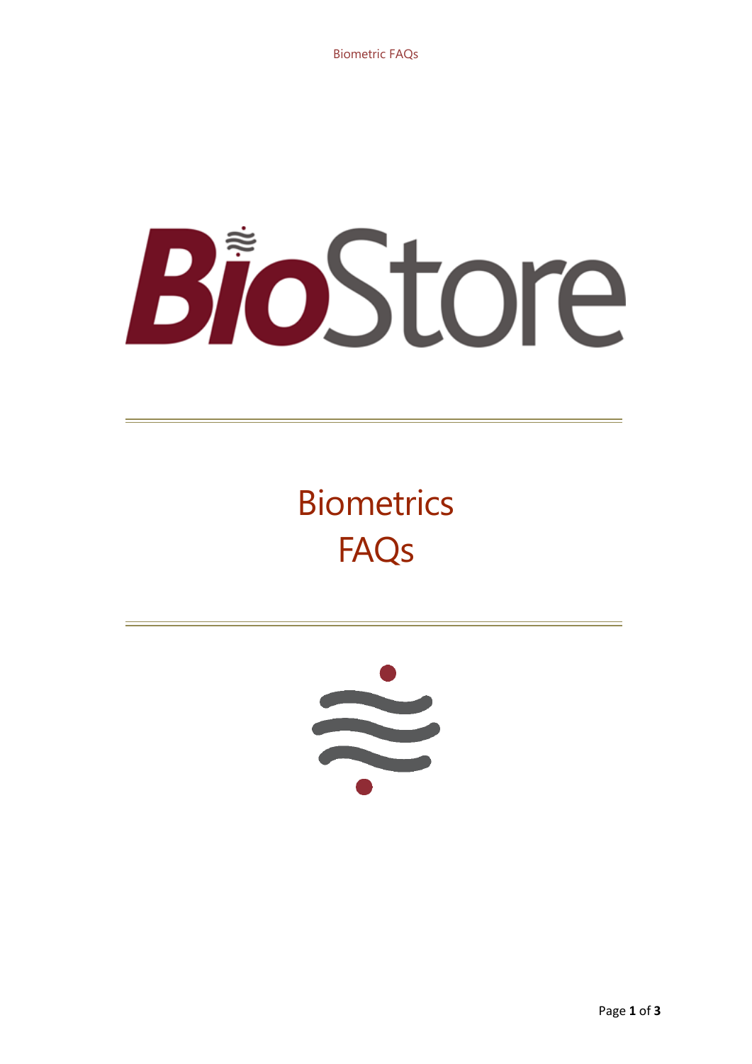BioStore

# Biometrics FAQs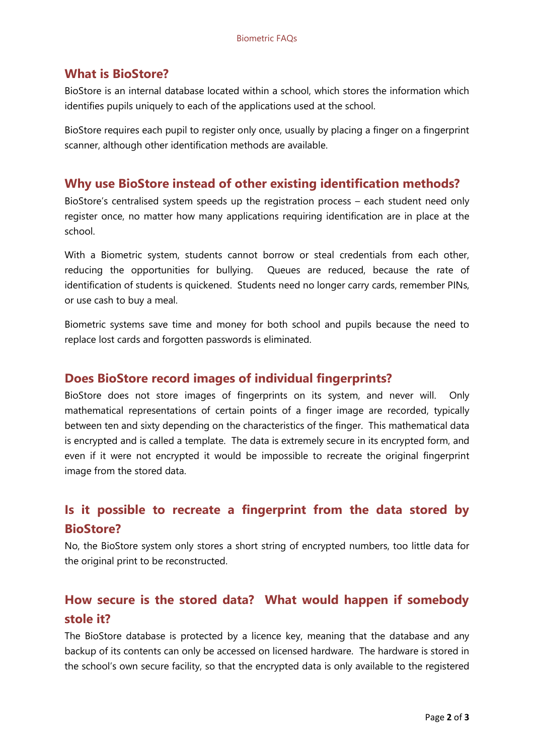## What is BioStore?

BioStore is an internal database located within a school, which stores the information which identifies pupils uniquely to each of the applications used at the school.

BioStore requires each pupil to register only once, usually by placing a finger on a fingerprint scanner, although other identification methods are available.

## Why use BioStore instead of other existing identification methods?

BioStore's centralised system speeds up the registration process – each student need only register once, no matter how many applications requiring identification are in place at the school.

With a Biometric system, students cannot borrow or steal credentials from each other, reducing the opportunities for bullying. Queues are reduced, because the rate of identification of students is quickened. Students need no longer carry cards, remember PINs, or use cash to buy a meal.

Biometric systems save time and money for both school and pupils because the need to replace lost cards and forgotten passwords is eliminated.

## Does BioStore record images of individual fingerprints?

BioStore does not store images of fingerprints on its system, and never will. Only mathematical representations of certain points of a finger image are recorded, typically between ten and sixty depending on the characteristics of the finger. This mathematical data is encrypted and is called a template. The data is extremely secure in its encrypted form, and even if it were not encrypted it would be impossible to recreate the original fingerprint image from the stored data.

## Is it possible to recreate a fingerprint from the data stored by BioStore?

No, the BioStore system only stores a short string of encrypted numbers, too little data for the original print to be reconstructed.

## How secure is the stored data? What would happen if somebody stole it?

The BioStore database is protected by a licence key, meaning that the database and any backup of its contents can only be accessed on licensed hardware. The hardware is stored in the school's own secure facility, so that the encrypted data is only available to the registered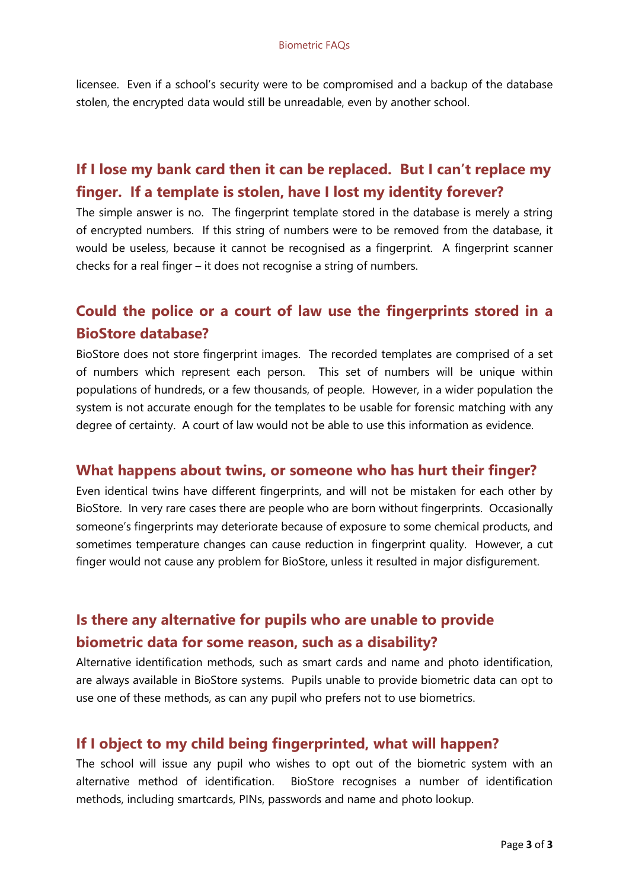licensee. Even if a school's security were to be compromised and a backup of the database stolen, the encrypted data would still be unreadable, even by another school.

## If I lose my bank card then it can be replaced. But I can't replace my finger. If a template is stolen, have I lost my identity forever?

The simple answer is no. The fingerprint template stored in the database is merely a string of encrypted numbers. If this string of numbers were to be removed from the database, it would be useless, because it cannot be recognised as a fingerprint. A fingerprint scanner checks for a real finger – it does not recognise a string of numbers.

## Could the police or a court of law use the fingerprints stored in a BioStore database?

BioStore does not store fingerprint images. The recorded templates are comprised of a set of numbers which represent each person. This set of numbers will be unique within populations of hundreds, or a few thousands, of people. However, in a wider population the system is not accurate enough for the templates to be usable for forensic matching with any degree of certainty. A court of law would not be able to use this information as evidence.

## What happens about twins, or someone who has hurt their finger?

Even identical twins have different fingerprints, and will not be mistaken for each other by BioStore. In very rare cases there are people who are born without fingerprints. Occasionally someone's fingerprints may deteriorate because of exposure to some chemical products, and sometimes temperature changes can cause reduction in fingerprint quality. However, a cut finger would not cause any problem for BioStore, unless it resulted in major disfigurement.

## Is there any alternative for pupils who are unable to provide biometric data for some reason, such as a disability?

Alternative identification methods, such as smart cards and name and photo identification, are always available in BioStore systems. Pupils unable to provide biometric data can opt to use one of these methods, as can any pupil who prefers not to use biometrics.

## If I object to my child being fingerprinted, what will happen?

The school will issue any pupil who wishes to opt out of the biometric system with an alternative method of identification. BioStore recognises a number of identification methods, including smartcards, PINs, passwords and name and photo lookup.